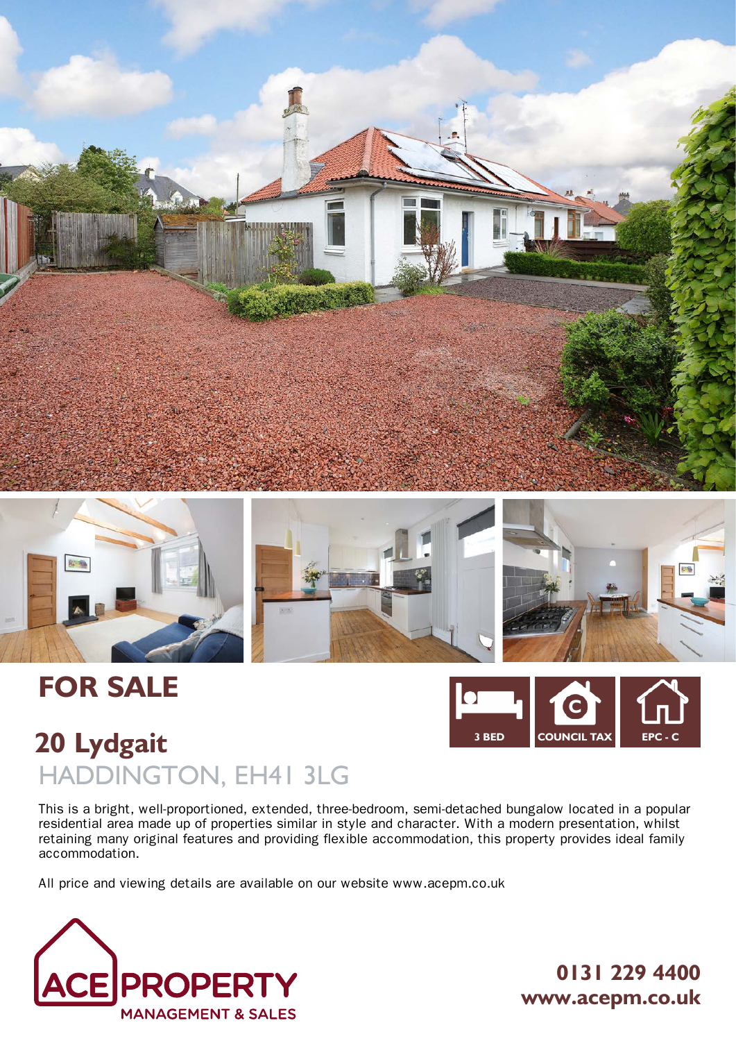# FOR SALE

3 BED | COUNCIL TAX C | EPC - C

## 20 Lydgait

HADDINGTON, EH41 3LG

This is a bright, well-proportioned, extended, three-bedroom, semi-detached bungalow located in a popular residential area made up of properties similar in style and character. With a modern presentation, whilst retaining many original features and providing flexible accommodation, this property provides ideal family accommodation.

All price and viewing details are available on our website www.acepm.co.uk

ACE PROPERTY MANAGEMENT & SALES

**0131 229 4400**
**www.acepm.co.uk**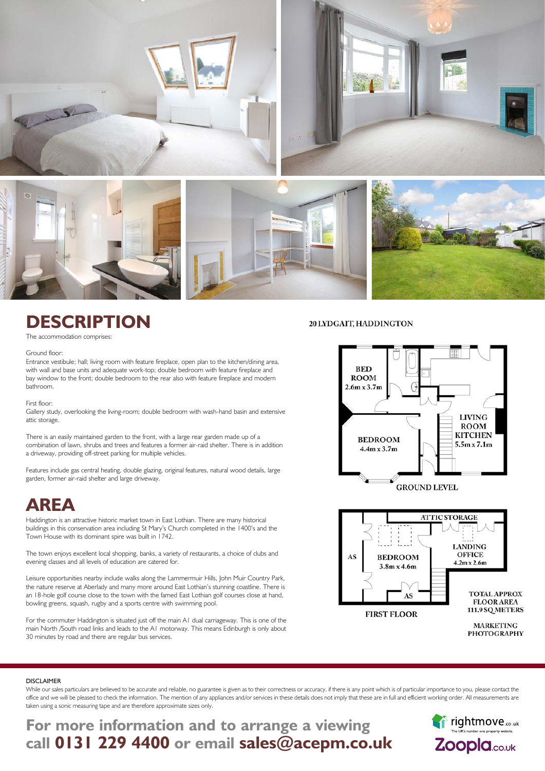# DESCRIPTION

The accommodation comprises:

Ground floor:
Entrance vestibule; hall; living room with feature fireplace, open plan to the kitchen/dining area, with wall and base units and adequate work-top; double bedroom with feature fireplace and bay window to the front; double bedroom to the rear also with feature fireplace and modern bathroom.

First floor:
Gallery study, overlooking the living-room; double bedroom with wash-hand basin and extensive attic storage.

There is an easily maintained garden to the front, with a large rear garden made up of a combination of lawn, shrubs and trees and features a former air-raid shelter. There is in addition a driveway, providing off-street parking for multiple vehicles.

Features include gas central heating, double glazing, original features, natural wood details, large garden, former air-raid shelter and large driveway.

# AREA

Haddington is an attractive historic market town in East Lothian. There are many historical buildings in this conservation area including St Mary's Church completed in the 1400's and the Town House with its dominant spire was built in 1742.

The town enjoys excellent local shopping, banks, a variety of restaurants, a choice of clubs and evening classes and all levels of education are catered for.

Leisure opportunities nearby include walks along the Lammermuir Hills, John Muir Country Park, the nature reserve at Aberlady and many more around East Lothian's stunning coastline. There is an 18-hole golf course close to the town with the famed East Lothian golf courses close at hand, bowling greens, squash, rugby and a sports centre with swimming pool.

For the commuter Haddington is situated just off the main A1 dual carriageway. This is one of the main North /South road links and leads to the A1 motorway. This means Edinburgh is only about 30 minutes by road and there are regular bus services.

20 LYDGAIT, HADDINGTON

BED ROOM
2.6m x 3.7m

LIVING ROOM KITCHEN
5.5m x 7.1m

BEDROOM
4.4m x 3.7m

GROUND LEVEL

ATTIC STORAGE

AS

BEDROOM
3.8m x 4.6m

LANDING OFFICE
4.2m x 2.6m

AS

FIRST FLOOR

TOTAL APPROX FLOOR AREA 111.9 SQ METERS

MARKETING PHOTOGRAPHY

DISCLAIMER

While our sales particulars are believed to be accurate and reliable, no guarantee is given as to their correctness or accuracy, if there is any point which is of particular importance to you, please contact the office and we will be pleased to check the information. The mention of any appliances and/or services in these details does not imply that these are in full and efficient working order. All measurements are taken using a sonic measuring tape and are therefore approximate sizes only.

**For more information and to arrange a viewing call 0131 229 4400 or email sales@acepm.co.uk**

rightmove.co.uk The UK's number one property website

Zoopla.co.uk